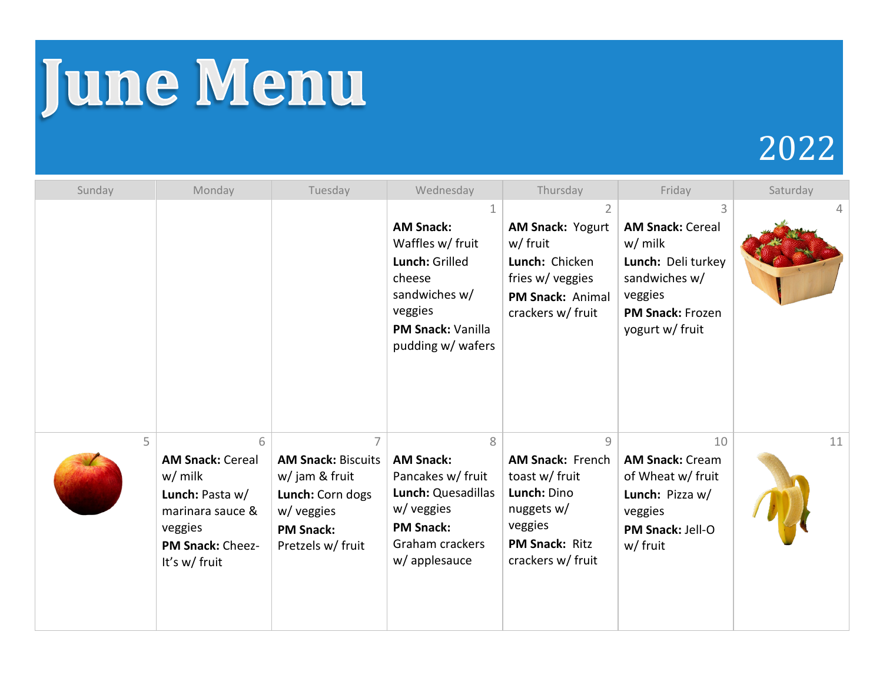# June Menu

2022

| Sunday | Monday | Tuesday | Wednesday | Thursday | Friday | Saturday |
|---|---|---|---|---|---|---|
| | | | 1<br>**AM Snack:** Waffles w/ fruit<br>**Lunch:** Grilled cheese sandwiches w/ veggies<br>**PM Snack:** Vanilla pudding w/ wafers | 2<br>**AM Snack:** Yogurt w/ fruit<br>**Lunch:** Chicken fries w/ veggies<br>**PM Snack:** Animal crackers w/ fruit | 3<br>**AM Snack:** Cereal w/ milk<br>**Lunch:** Deli turkey sandwiches w/ veggies<br>**PM Snack:** Frozen yogurt w/ fruit | 4 |
| 5 | 6<br>**AM Snack:** Cereal w/ milk<br>**Lunch:** Pasta w/ marinara sauce & veggies<br>**PM Snack:** Cheez-It's w/ fruit | 7<br>**AM Snack:** Biscuits w/ jam & fruit<br>**Lunch:** Corn dogs w/ veggies<br>**PM Snack:** Pretzels w/ fruit | 8<br>**AM Snack:** Pancakes w/ fruit<br>**Lunch:** Quesadillas w/ veggies<br>**PM Snack:** Graham crackers w/ applesauce | 9<br>**AM Snack:** French toast w/ fruit<br>**Lunch:** Dino nuggets w/ veggies<br>**PM Snack:** Ritz crackers w/ fruit | 10<br>**AM Snack:** Cream of Wheat w/ fruit<br>**Lunch:** Pizza w/ veggies<br>**PM Snack:** Jell-O w/ fruit | 11 |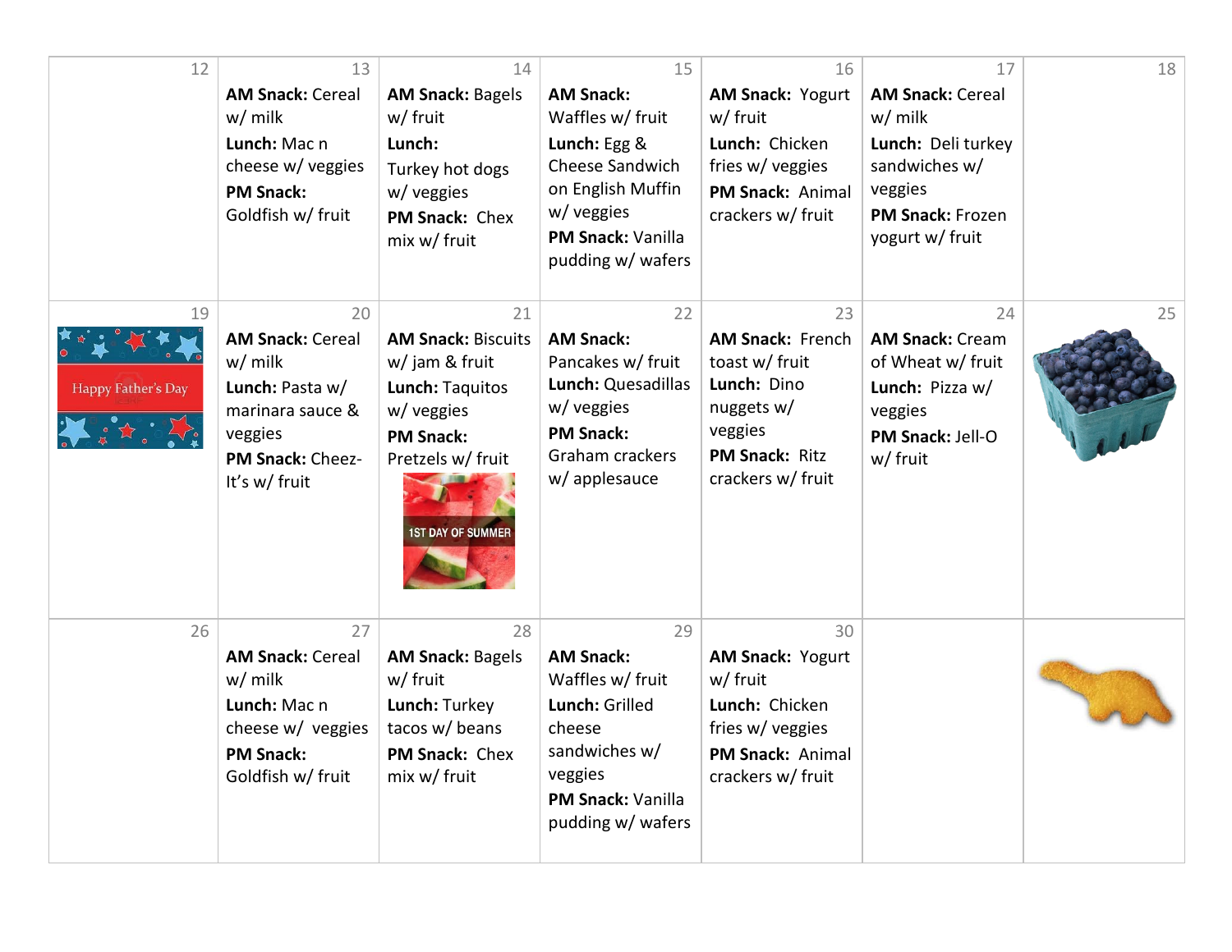| | | | | | | |
|---|---|---|---|---|---|---|
| 12 | 13<br>**AM Snack:** Cereal w/ milk<br>**Lunch:** Mac n cheese w/ veggies<br>**PM Snack:** Goldfish w/ fruit | 14<br>**AM Snack:** Bagels w/ fruit<br>**Lunch:** Turkey hot dogs w/ veggies<br>**PM Snack:** Chex mix w/ fruit | 15<br>**AM Snack:** Waffles w/ fruit<br>**Lunch:** Egg & Cheese Sandwich on English Muffin w/ veggies<br>**PM Snack:** Vanilla pudding w/ wafers | 16<br>**AM Snack:** Yogurt w/ fruit<br>**Lunch:** Chicken fries w/ veggies<br>**PM Snack:** Animal crackers w/ fruit | 17<br>**AM Snack:** Cereal w/ milk<br>**Lunch:** Deli turkey sandwiches w/ veggies<br>**PM Snack:** Frozen yogurt w/ fruit | 18 |
| 19<br>Happy Father's Day | 20<br>**AM Snack:** Cereal w/ milk<br>**Lunch:** Pasta w/ marinara sauce & veggies<br>**PM Snack:** Cheez-It's w/ fruit | 21<br>**AM Snack:** Biscuits w/ jam & fruit<br>**Lunch:** Taquitos w/ veggies<br>**PM Snack:** Pretzels w/ fruit<br>1ST DAY OF SUMMER | 22<br>**AM Snack:** Pancakes w/ fruit<br>**Lunch:** Quesadillas w/ veggies<br>**PM Snack:** Graham crackers w/ applesauce | 23<br>**AM Snack:** French toast w/ fruit<br>**Lunch:** Dino nuggets w/ veggies<br>**PM Snack:** Ritz crackers w/ fruit | 24<br>**AM Snack:** Cream of Wheat w/ fruit<br>**Lunch:** Pizza w/ veggies<br>**PM Snack:** Jell-O w/ fruit | 25 |
| 26 | 27<br>**AM Snack:** Cereal w/ milk<br>**Lunch:** Mac n cheese w/ veggies<br>**PM Snack:** Goldfish w/ fruit | 28<br>**AM Snack:** Bagels w/ fruit<br>**Lunch:** Turkey tacos w/ beans<br>**PM Snack:** Chex mix w/ fruit | 29<br>**AM Snack:** Waffles w/ fruit<br>**Lunch:** Grilled cheese sandwiches w/ veggies<br>**PM Snack:** Vanilla pudding w/ wafers | 30<br>**AM Snack:** Yogurt w/ fruit<br>**Lunch:** Chicken fries w/ veggies<br>**PM Snack:** Animal crackers w/ fruit | | |